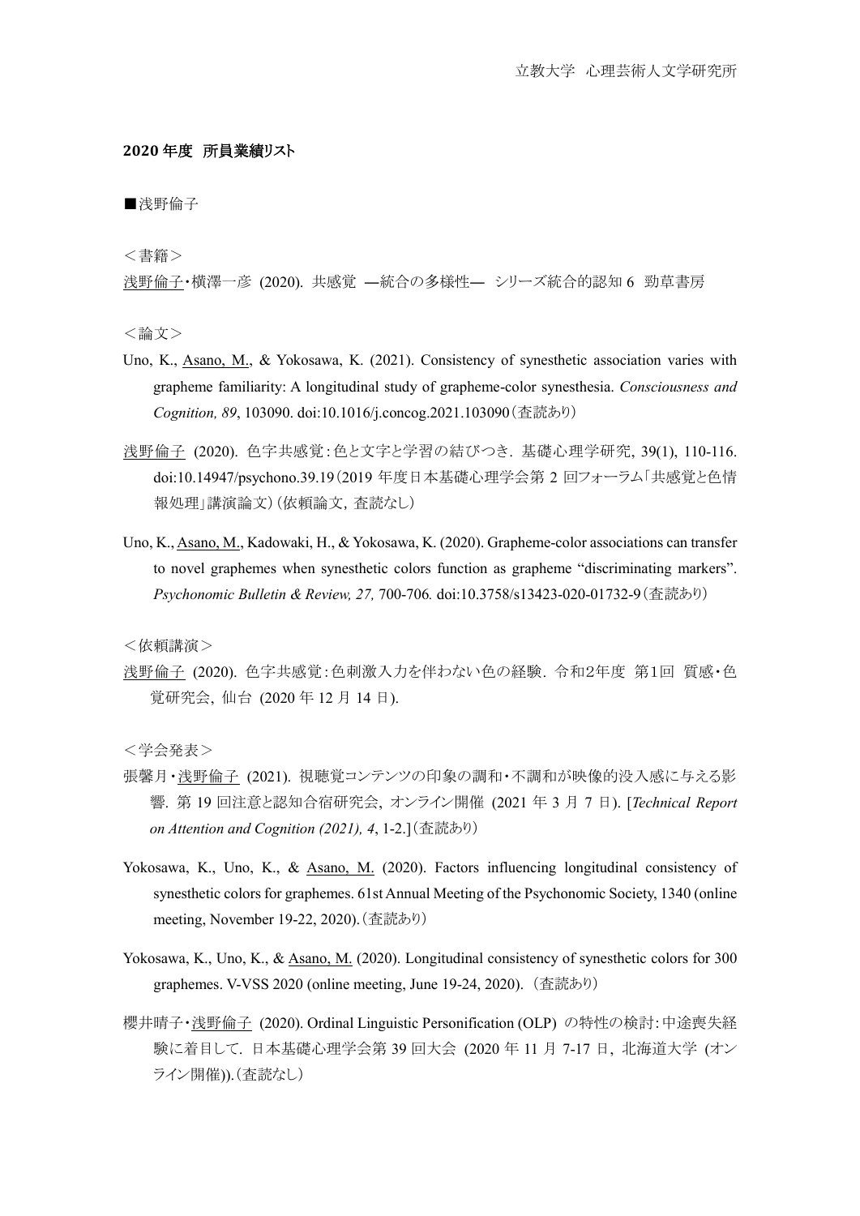立教大学 心理芸術人文学研究所

## 2020 年度 所員業績リスト

■浅野倫子

＜書籍＞

浅野倫子・横澤一彦 (2020). 共感覚 ―統合の多様性― シリーズ統合的認知 6 勁草書房

＜論文＞

Uno, K., Asano, M., & Yokosawa, K. (2021). Consistency of synesthetic association varies with grapheme familiarity: A longitudinal study of grapheme-color synesthesia. *Consciousness and Cognition, 89*, 103090. doi:10.1016/j.concog.2021.103090（査読あり）

浅野倫子 (2020). 色字共感覚：色と文字と学習の結びつき. 基礎心理学研究, 39(1), 110-116. doi:10.14947/psychono.39.19（2019 年度日本基礎心理学会第 2 回フォーラム「共感覚と色情報処理」講演論文）（依頼論文, 査読なし）

Uno, K., Asano, M., Kadowaki, H., & Yokosawa, K. (2020). Grapheme-color associations can transfer to novel graphemes when synesthetic colors function as grapheme "discriminating markers". *Psychonomic Bulletin & Review, 27,* 700-706. doi:10.3758/s13423-020-01732-9（査読あり）

＜依頼講演＞

浅野倫子 (2020). 色字共感覚：色刺激入力を伴わない色の経験. 令和2年度 第1回 質感・色覚研究会, 仙台 (2020 年 12 月 14 日).

＜学会発表＞

張馨月・浅野倫子 (2021). 視聴覚コンテンツの印象の調和・不調和が映像的没入感に与える影響. 第 19 回注意と認知合宿研究会, オンライン開催 (2021 年 3 月 7 日). [*Technical Report on Attention and Cognition (2021), 4*, 1-2.]（査読あり）

Yokosawa, K., Uno, K., & Asano, M. (2020). Factors influencing longitudinal consistency of synesthetic colors for graphemes. 61st Annual Meeting of the Psychonomic Society, 1340 (online meeting, November 19-22, 2020).（査読あり）

Yokosawa, K., Uno, K., & Asano, M. (2020). Longitudinal consistency of synesthetic colors for 300 graphemes. V-VSS 2020 (online meeting, June 19-24, 2020).（査読あり）

櫻井晴子・浅野倫子 (2020). Ordinal Linguistic Personification (OLP) の特性の検討：中途喪失経験に着目して. 日本基礎心理学会第 39 回大会 (2020 年 11 月 7-17 日, 北海道大学 (オンライン開催)).（査読なし）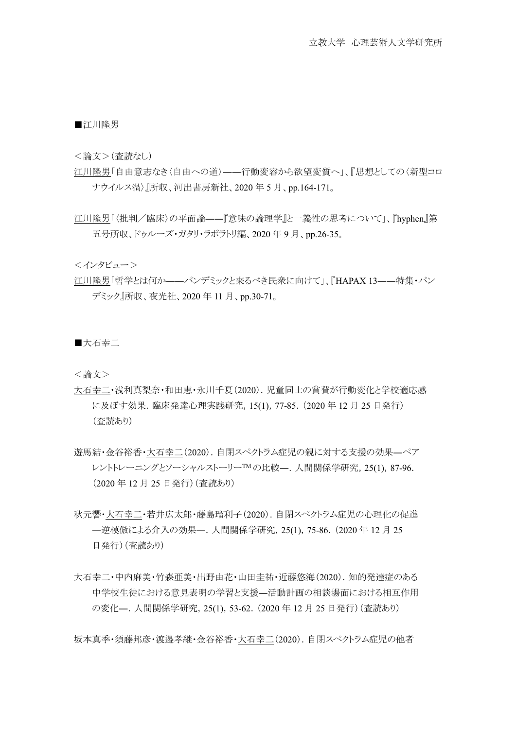■江川隆男

＜論文＞（査読なし）

江川隆男「自由意志なき〈自由への道〉――行動変容から欲望変質へ」、『思想としての〈新型コロナウイルス渦〉』所収、河出書房新社、2020 年 5 月、pp.164-171。

江川隆男「〈批判／臨床〉の平面論――『意味の論理学』と一義性の思考について」、『hyphen』第五号所収、ドゥルーズ・ガタリ・ラボラトリ編、2020 年 9 月、pp.26-35。

＜インタビュー＞

江川隆男「哲学とは何か――パンデミックと来るべき民衆に向けて」、『HAPAX 13――特集・パンデミック』所収、夜光社、2020 年 11 月、pp.30-71。

■大石幸二

＜論文＞

大石幸二・浅利真梨奈・和田恵・永川千夏（2020）. 児童同士の賞賛が行動変化と学校適応感に及ぼす効果. 臨床発達心理実践研究, 15(1), 77-85.（2020 年 12 月 25 日発行）（査読あり）

遊馬結・金谷裕香・大石幸二（2020）. 自閉スペクトラム症児の親に対する支援の効果―ペアレントトレーニングとソーシャルストーリー™の比較―. 人間関係学研究, 25(1), 87-96.（2020 年 12 月 25 日発行）（査読あり）

秋元響・大石幸二・若井広太郎・藤島瑠利子（2020）. 自閉スペクトラム症児の心理化の促進―逆模倣による介入の効果―. 人間関係学研究, 25(1), 75-86.（2020 年 12 月 25 日発行）（査読あり）

大石幸二・中内麻美・竹森亜美・出野由花・山田圭祐・近藤悠海（2020）. 知的発達症のある中学校生徒における意見表明の学習と支援―活動計画の相談場面における相互作用の変化―. 人間関係学研究, 25(1), 53-62.（2020 年 12 月 25 日発行）（査読あり）

坂本真季・須藤邦彦・渡邉孝継・金谷裕香・大石幸二（2020）. 自閉スペクトラム症児の他者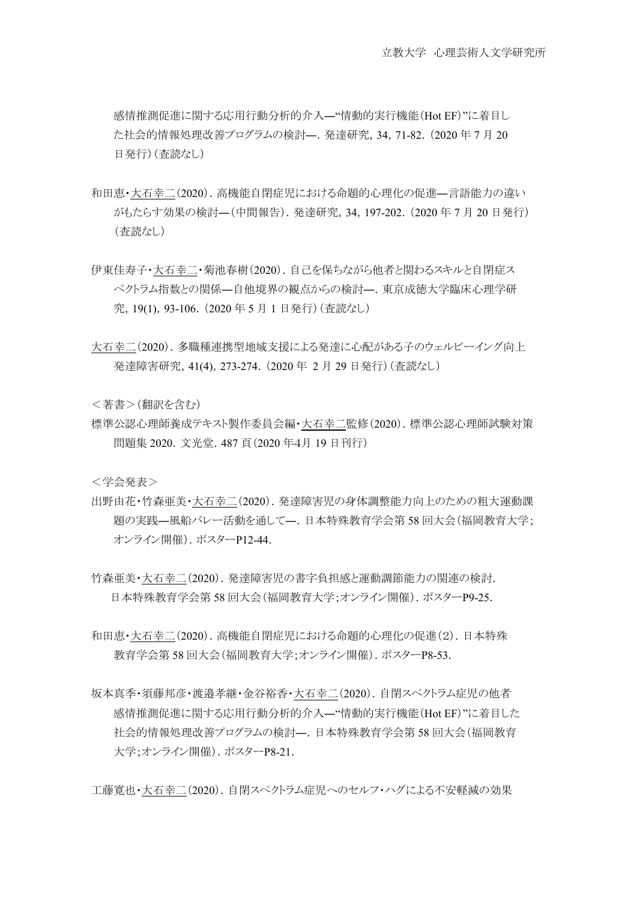感情推測促進に関する応用行動分析的介入—“情動的実行機能（Hot EF）”に着目した社会的情報処理改善プログラムの検討—. 発達研究, 34, 71-82.（2020 年 7 月 20 日発行）（査読なし）

和田恵・大石幸二（2020）. 高機能自閉症児における命題的心理化の促進—言語能力の違いがもたらす効果の検討—（中間報告）. 発達研究, 34, 197-202.（2020 年 7 月 20 日発行）（査読なし）

伊東佳寿子・大石幸二・菊池春樹（2020）. 自己を保ちながら他者と関わるスキルと自閉症スペクトラム指数との関係—自他境界の観点からの検討—. 東京成徳大学臨床心理学研究, 19(1), 93-106.（2020 年 5 月 1 日発行）（査読なし）

大石幸二（2020）. 多職種連携型地域支援による発達に心配がある子のウェルビーイング向上 発達障害研究, 41(4), 273-274.（2020 年 2 月 29 日発行）（査読なし）

＜著書＞（翻訳を含む）

標準公認心理師養成テキスト製作委員会編・大石幸二監修（2020）. 標準公認心理師試験対策問題集 2020. 文光堂. 487 頁（2020 年4月 19 日刊行）

＜学会発表＞

出野由花・竹森亜美・大石幸二（2020）. 発達障害児の身体調整能力向上のための粗大運動課題の実践—風船バレー活動を通して—. 日本特殊教育学会第 58 回大会（福岡教育大学;オンライン開催）. ポスターP12-44.

竹森亜美・大石幸二（2020）. 発達障害児の書字負担感と運動調節能力の関連の検討. 日本特殊教育学会第 58 回大会（福岡教育大学;オンライン開催）. ポスターP9-25.

和田恵・大石幸二（2020）. 高機能自閉症児における命題的心理化の促進（2）. 日本特殊教育学会第 58 回大会（福岡教育大学;オンライン開催）. ポスターP8-53.

坂本真季・須藤邦彦・渡邉孝継・金谷裕香・大石幸二（2020）. 自閉スペクトラム症児の他者感情推測促進に関する応用行動分析的介入—“情動的実行機能（Hot EF）”に着目した社会的情報処理改善プログラムの検討—. 日本特殊教育学会第 58 回大会（福岡教育大学;オンライン開催）. ポスターP8-21.

工藤寛也・大石幸二（2020）. 自閉スペクトラム症児へのセルフ・ハグによる不安軽減の効果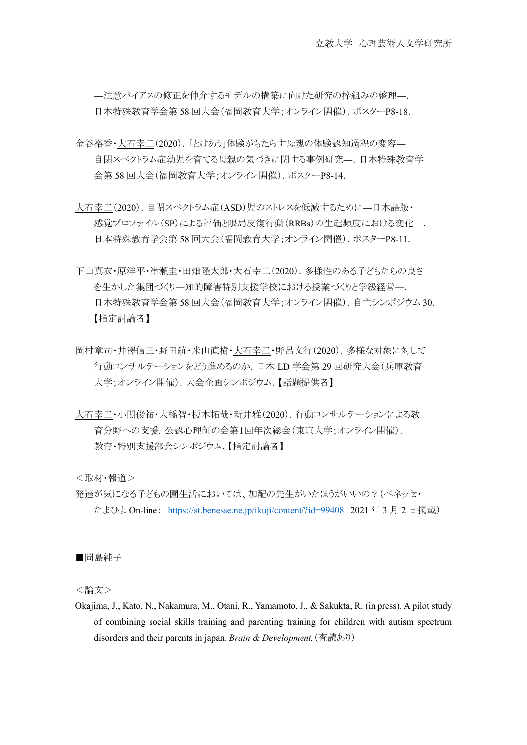―注意バイアスの修正を仲介するモデルの構築に向けた研究の枠組みの整理―. 日本特殊教育学会第 58 回大会(福岡教育大学;オンライン開催). ポスターP8-18.

金谷裕香・<u>大石幸二</u>(2020).「とけあう」体験がもたらす母親の体験認知過程の変容―自閉スペクトラム症幼児を育てる母親の気づきに関する事例研究―. 日本特殊教育学会第 58 回大会(福岡教育大学;オンライン開催). ポスターP8-14.

<u>大石幸二</u>(2020). 自閉スペクトラム症(ASD)児のストレスを低減するために―日本語版・感覚プロファイル(SP)による評価と限局反復行動(RRBs)の生起頻度における変化―. 日本特殊教育学会第 58 回大会(福岡教育大学;オンライン開催). ポスターP8-11.

下山真衣・原洋平・津瀬圭・田畑隆太郎・<u>大石幸二</u>(2020). 多様性のある子どもたちの良さを生かした集団づくり―知的障害特別支援学校における授業づくりと学級経営―. 日本特殊教育学会第 58 回大会(福岡教育大学;オンライン開催). 自主シンポジウム 30.【指定討論者】

岡村章司・井澤信三・野田航・米山直樹・<u>大石幸二</u>・野呂文行(2020). 多様な対象に対して行動コンサルテーションをどう進めるのか. 日本 LD 学会第 29 回研究大会(兵庫教育大学;オンライン開催). 大会企画シンポジウム.【話題提供者】

<u>大石幸二</u>・小関俊祐・大橋智・榎本拓哉・新井雅(2020). 行動コンサルテーションによる教育分野への支援. 公認心理師の会第1回年次総会(東京大学;オンライン開催). 教育・特別支援部会シンポジウム.【指定討論者】

＜取材・報道＞

発達が気になる子どもの園生活においては、加配の先生がいたほうがいいの？(ベネッセ・たまひよ On-line: https://st.benesse.ne.jp/ikuji/content/?id=99408 2021 年 3 月 2 日掲載)

■岡島純子

＜論文＞

<u>Okajima, J.</u>, Kato, N., Nakamura, M., Otani, R., Yamamoto, J., & Sakukta, R. (in press). A pilot study of combining social skills training and parenting training for children with autism spectrum disorders and their parents in japan. *Brain & Development.*(査読あり)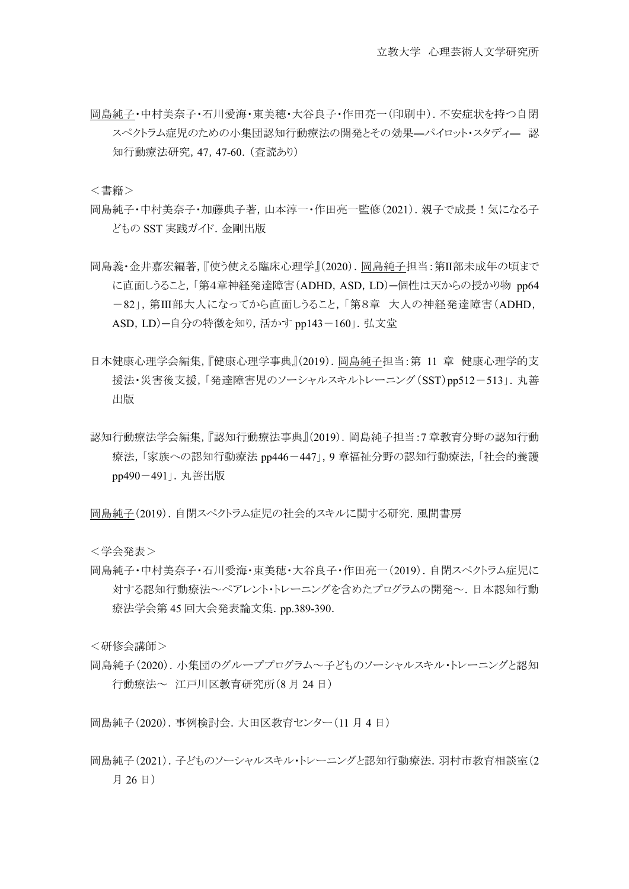岡島純子・中村美奈子・石川愛海・東美穂・大谷良子・作田亮一(印刷中). 不安症状を持つ自閉スペクトラム症児のための小集団認知行動療法の開発とその効果―パイロット・スタディ― 認知行動療法研究, 47, 47-60.（査読あり）

＜書籍＞

岡島純子・中村美奈子・加藤典子著, 山本淳一・作田亮一監修(2021). 親子で成長！気になる子どもの SST 実践ガイド. 金剛出版

岡島義・金井嘉宏編著,『使う使える臨床心理学』(2020). 岡島純子担当:第II部未成年の頃までに直面しうること,「第4章神経発達障害（ADHD, ASD, LD)ー個性は天からの授かり物 pp64－82」, 第III部大人になってから直面しうること,「第8章　大人の神経発達障害（ADHD, ASD, LD)ー自分の特徴を知り, 活かす pp143－160」. 弘文堂

日本健康心理学会編集,『健康心理学事典』(2019). 岡島純子担当:第 11 章　健康心理学的支援法・災害後支援,「発達障害児のソーシャルスキルトレーニング（SST）pp512－513」. 丸善出版

認知行動療法学会編集,『認知行動療法事典』(2019). 岡島純子担当:7 章教育分野の認知行動療法,「家族への認知行動療法 pp446－447」, 9 章福祉分野の認知行動療法,「社会的養護 pp490－491」. 丸善出版

岡島純子(2019). 自閉スペクトラム症児の社会的スキルに関する研究. 風間書房

＜学会発表＞

岡島純子・中村美奈子・石川愛海・東美穂・大谷良子・作田亮一(2019). 自閉スペクトラム症児に対する認知行動療法～ペアレント・トレーニングを含めたプログラムの開発～. 日本認知行動療法学会第 45 回大会発表論文集. pp.389-390.

＜研修会講師＞

岡島純子（2020）. 小集団のグループプログラム～子どものソーシャルスキル・トレーニングと認知行動療法～　江戸川区教育研究所（8 月 24 日）

岡島純子（2020）. 事例検討会. 大田区教育センター（11 月 4 日）

岡島純子（2021）. 子どものソーシャルスキル・トレーニングと認知行動療法. 羽村市教育相談室（2 月 26 日）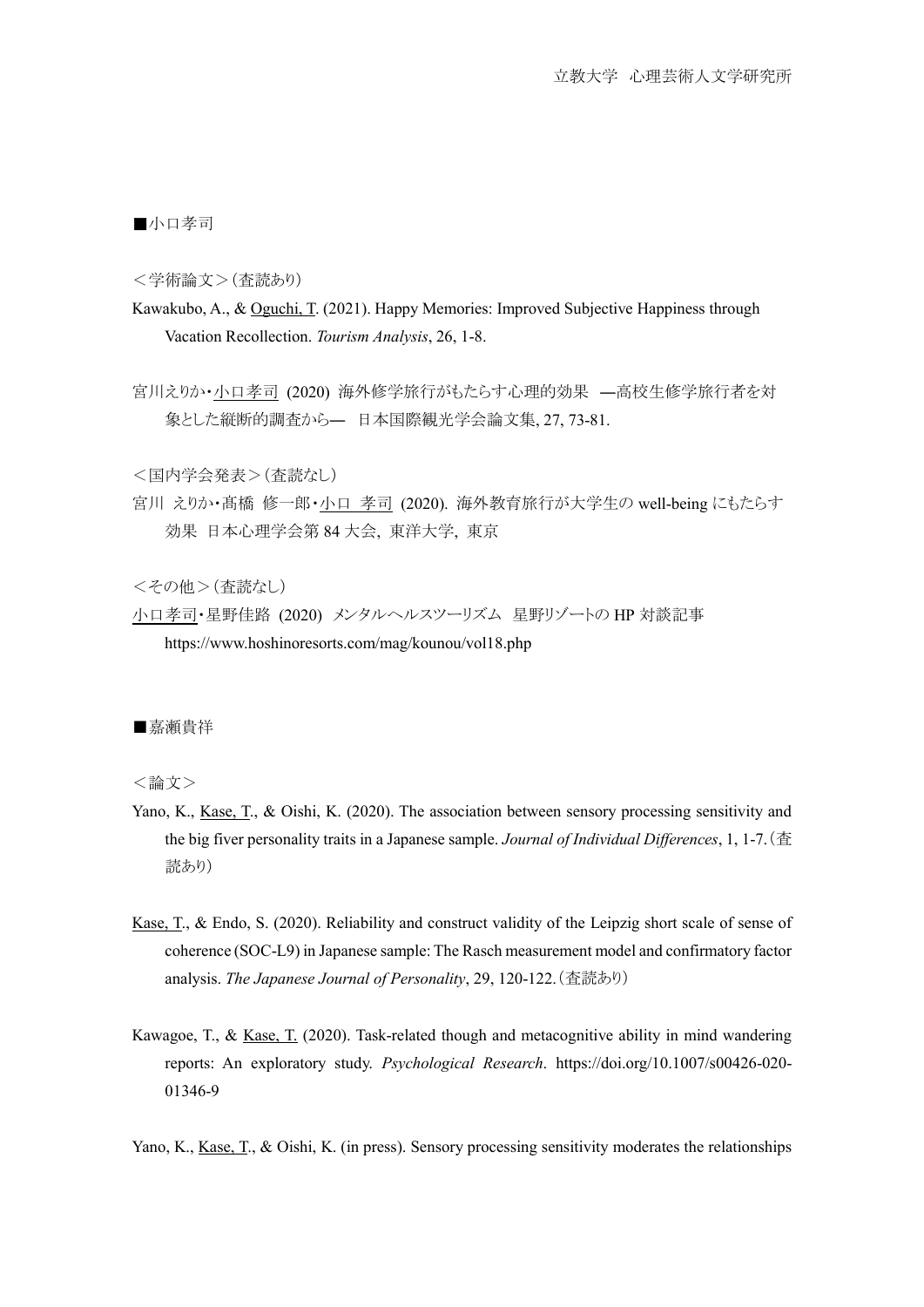■小口孝司

＜学術論文＞（査読あり）

Kawakubo, A., & Oguchi, T. (2021). Happy Memories: Improved Subjective Happiness through Vacation Recollection. *Tourism Analysis*, 26, 1-8.

宮川えりか・小口孝司 (2020) 海外修学旅行がもたらす心理的効果 ―高校生修学旅行者を対象とした縦断的調査から― 日本国際観光学会論文集, 27, 73-81.

＜国内学会発表＞（査読なし）

宮川 えりか・髙橋 修一郎・小口 孝司 (2020). 海外教育旅行が大学生の well-being にもたらす効果 日本心理学会第 84 大会, 東洋大学, 東京

＜その他＞（査読なし）

小口孝司・星野佳路 (2020) メンタルヘルスツーリズム 星野リゾートの HP 対談記事 https://www.hoshinoresorts.com/mag/kounou/vol18.php

■嘉瀬貴祥

＜論文＞

Yano, K., Kase, T., & Oishi, K. (2020). The association between sensory processing sensitivity and the big fiver personality traits in a Japanese sample. *Journal of Individual Differences*, 1, 1-7.（査読あり）

Kase, T., & Endo, S. (2020). Reliability and construct validity of the Leipzig short scale of sense of coherence (SOC-L9) in Japanese sample: The Rasch measurement model and confirmatory factor analysis. *The Japanese Journal of Personality*, 29, 120-122.（査読あり）

Kawagoe, T., & Kase, T. (2020). Task-related though and metacognitive ability in mind wandering reports: An exploratory study. *Psychological Research*. https://doi.org/10.1007/s00426-020-01346-9

Yano, K., Kase, T., & Oishi, K. (in press). Sensory processing sensitivity moderates the relationships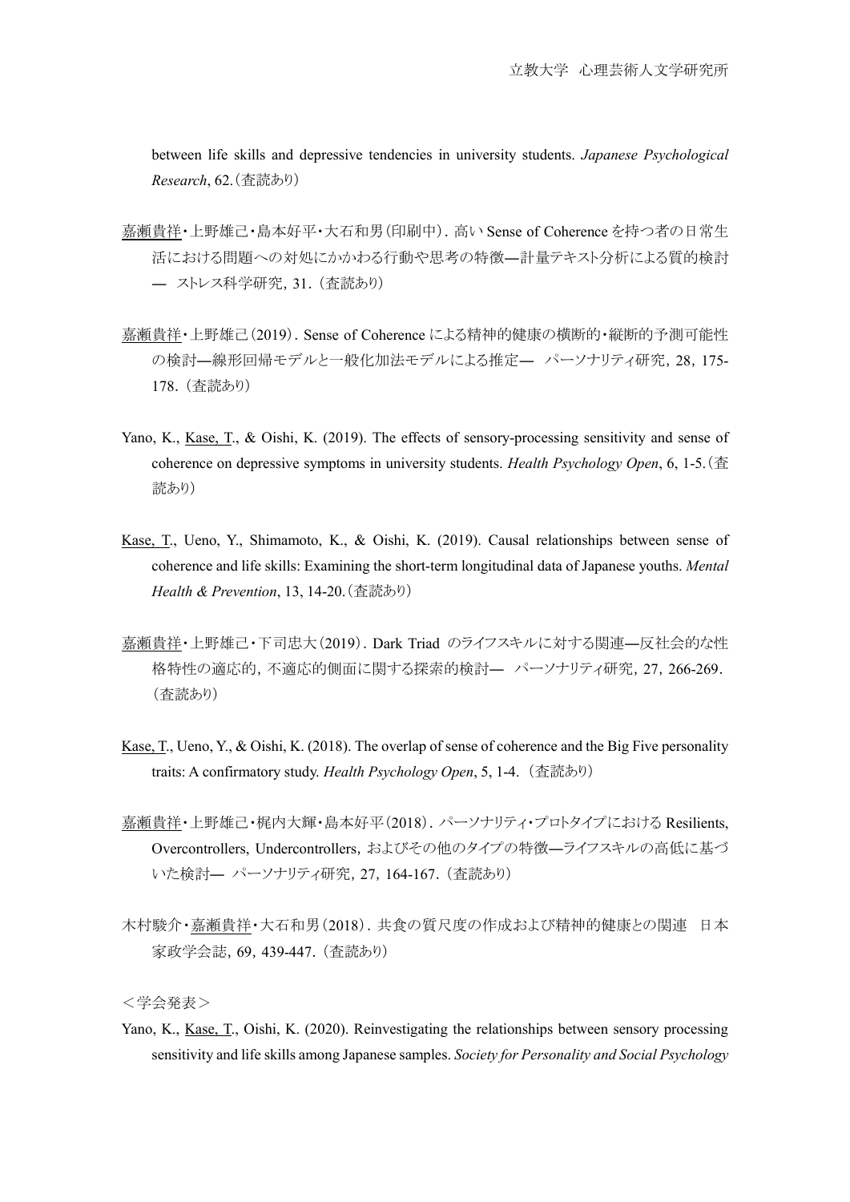between life skills and depressive tendencies in university students. *Japanese Psychological Research*, 62.（査読あり）

<u>嘉瀬貴祥</u>・上野雄己・島本好平・大石和男（印刷中）. 高い Sense of Coherence を持つ者の日常生活における問題への対処にかかわる行動や思考の特徴―計量テキスト分析による質的検討― ストレス科学研究, 31.（査読あり）

<u>嘉瀬貴祥</u>・上野雄己（2019）. Sense of Coherence による精神的健康の横断的・縦断的予測可能性の検討―線形回帰モデルと一般化加法モデルによる推定― パーソナリティ研究, 28, 175-178.（査読あり）

Yano, K., <u>Kase, T.</u>, & Oishi, K. (2019). The effects of sensory-processing sensitivity and sense of coherence on depressive symptoms in university students. *Health Psychology Open*, 6, 1-5.（査読あり）

<u>Kase, T.</u>, Ueno, Y., Shimamoto, K., & Oishi, K. (2019). Causal relationships between sense of coherence and life skills: Examining the short-term longitudinal data of Japanese youths. *Mental Health & Prevention*, 13, 14-20.（査読あり）

<u>嘉瀬貴祥</u>・上野雄己・下司忠大（2019）. Dark Triad のライフスキルに対する関連―反社会的な性格特性の適応的, 不適応的側面に関する探索的検討― パーソナリティ研究, 27, 266-269.（査読あり）

<u>Kase, T.</u>, Ueno, Y., & Oishi, K. (2018). The overlap of sense of coherence and the Big Five personality traits: A confirmatory study. *Health Psychology Open*, 5, 1-4.（査読あり）

<u>嘉瀬貴祥</u>・上野雄己・梶内大輝・島本好平（2018）. パーソナリティ・プロトタイプにおける Resilients, Overcontrollers, Undercontrollers, およびその他のタイプの特徴―ライフスキルの高低に基づいた検討― パーソナリティ研究, 27, 164-167.（査読あり）

木村駿介・<u>嘉瀬貴祥</u>・大石和男（2018）. 共食の質尺度の作成および精神的健康との関連 日本家政学会誌, 69, 439-447.（査読あり）

＜学会発表＞

Yano, K., <u>Kase, T.</u>, Oishi, K. (2020). Reinvestigating the relationships between sensory processing sensitivity and life skills among Japanese samples. *Society for Personality and Social Psychology*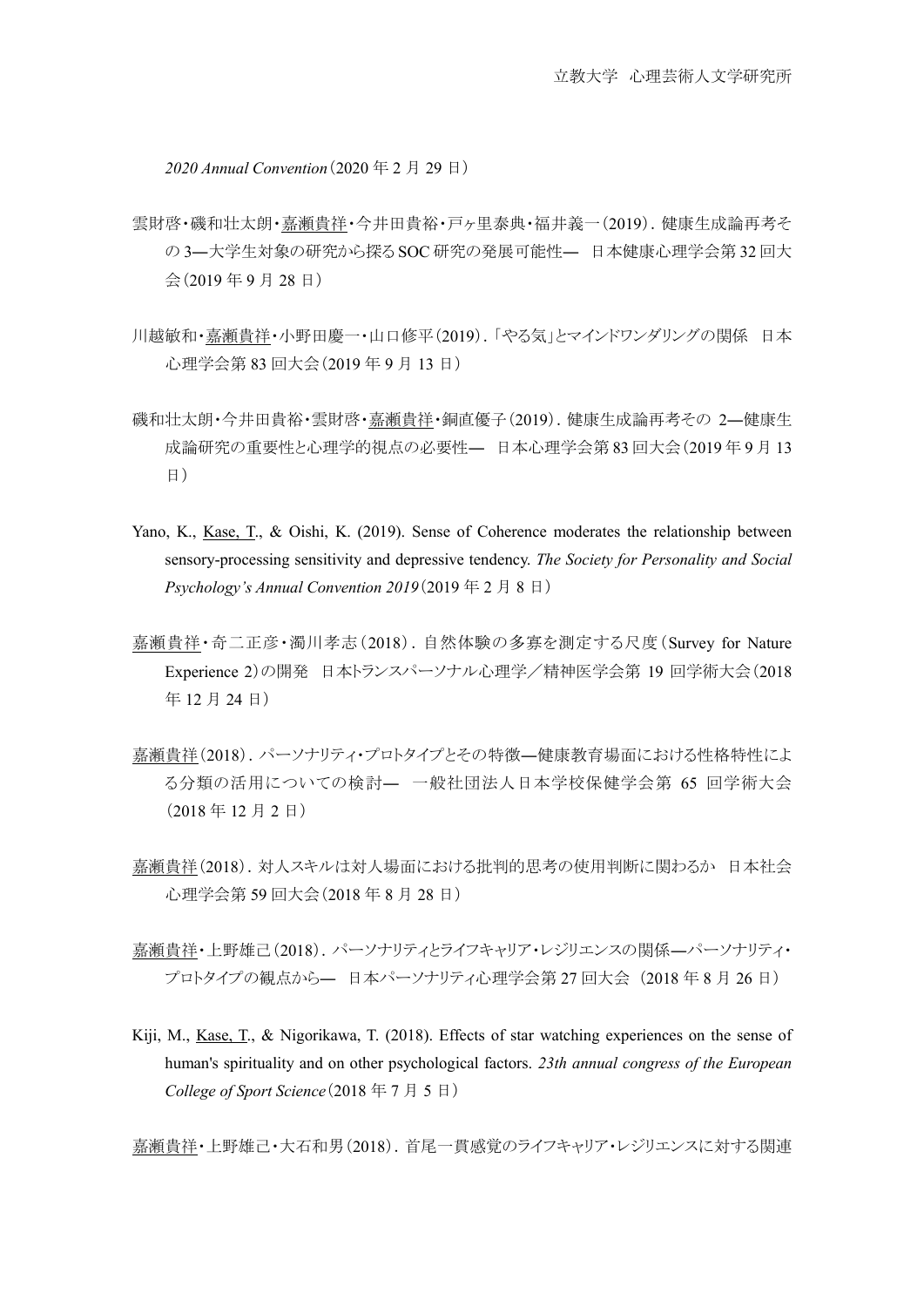*2020 Annual Convention*（2020 年 2 月 29 日）

雲財啓・磯和壮太朗・<u>嘉瀬貴祥</u>・今井田貴裕・戸ヶ里泰典・福井義一（2019）. 健康生成論再考その 3―大学生対象の研究から探る SOC 研究の発展可能性― 日本健康心理学会第 32 回大会（2019 年 9 月 28 日）

川越敏和・<u>嘉瀬貴祥</u>・小野田慶一・山口修平（2019）. 「やる気」とマインドワンダリングの関係 日本心理学会第 83 回大会（2019 年 9 月 13 日）

磯和壮太朗・今井田貴裕・雲財啓・<u>嘉瀬貴祥</u>・銅直優子（2019）. 健康生成論再考その 2―健康生成論研究の重要性と心理学的視点の必要性― 日本心理学会第 83 回大会（2019 年 9 月 13 日）

Yano, K., <u>Kase, T.</u>, & Oishi, K. (2019). Sense of Coherence moderates the relationship between sensory-processing sensitivity and depressive tendency. *The Society for Personality and Social Psychology's Annual Convention 2019*（2019 年 2 月 8 日）

<u>嘉瀬貴祥</u>・奇二正彦・濁川孝志（2018）. 自然体験の多寡を測定する尺度（Survey for Nature Experience 2）の開発 日本トランスパーソナル心理学／精神医学会第 19 回学術大会（2018 年 12 月 24 日）

<u>嘉瀬貴祥</u>（2018）. パーソナリティ・プロトタイプとその特徴―健康教育場面における性格特性による分類の活用についての検討― 一般社団法人日本学校保健学会第 65 回学術大会（2018 年 12 月 2 日）

<u>嘉瀬貴祥</u>（2018）. 対人スキルは対人場面における批判的思考の使用判断に関わるか 日本社会心理学会第 59 回大会（2018 年 8 月 28 日）

<u>嘉瀬貴祥</u>・上野雄己（2018）. パーソナリティとライフキャリア・レジリエンスの関係―パーソナリティ・プロトタイプの観点から― 日本パーソナリティ心理学会第 27 回大会（2018 年 8 月 26 日）

Kiji, M., <u>Kase, T.</u>, & Nigorikawa, T. (2018). Effects of star watching experiences on the sense of human's spirituality and on other psychological factors. *23th annual congress of the European College of Sport Science*（2018 年 7 月 5 日）

<u>嘉瀬貴祥</u>・上野雄己・大石和男（2018）. 首尾一貫感覚のライフキャリア・レジリエンスに対する関連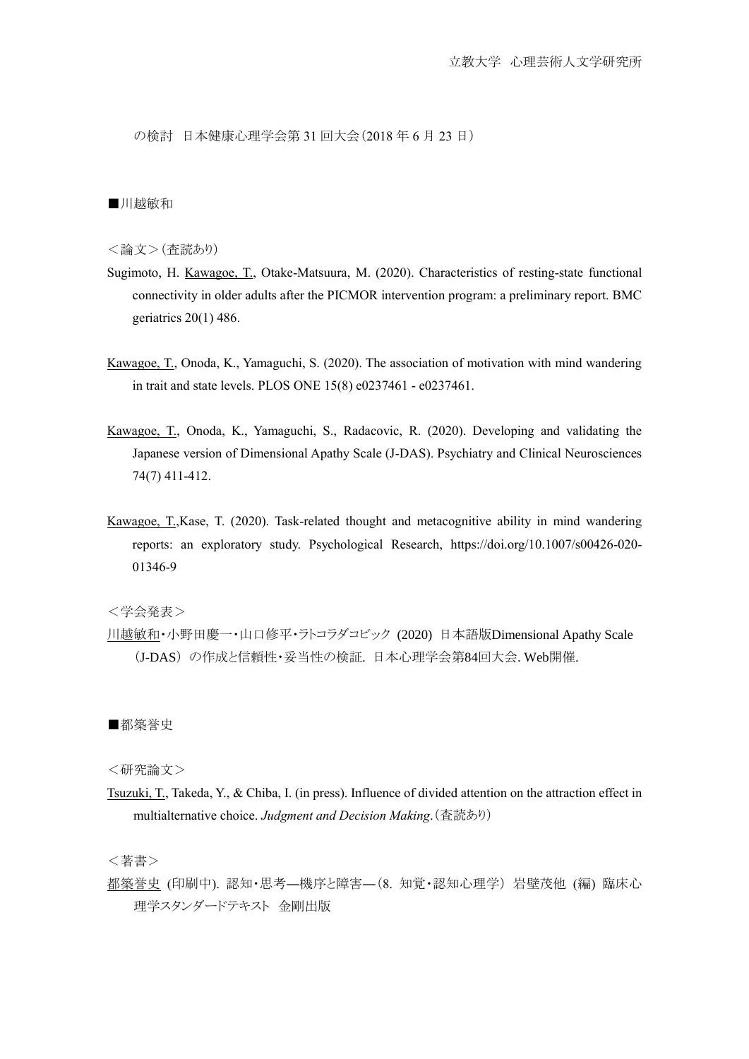の検討 日本健康心理学会第 31 回大会（2018 年 6 月 23 日）

■川越敏和

＜論文＞（査読あり）

Sugimoto, H. Kawagoe, T., Otake-Matsuura, M. (2020). Characteristics of resting-state functional connectivity in older adults after the PICMOR intervention program: a preliminary report. BMC geriatrics 20(1) 486.

Kawagoe, T., Onoda, K., Yamaguchi, S. (2020). The association of motivation with mind wandering in trait and state levels. PLOS ONE 15(8) e0237461 - e0237461.

Kawagoe, T., Onoda, K., Yamaguchi, S., Radacovic, R. (2020). Developing and validating the Japanese version of Dimensional Apathy Scale (J-DAS). Psychiatry and Clinical Neurosciences 74(7) 411-412.

Kawagoe, T.,Kase, T. (2020). Task-related thought and metacognitive ability in mind wandering reports: an exploratory study. Psychological Research, https://doi.org/10.1007/s00426-020-01346-9

＜学会発表＞

川越敏和・小野田慶一・山口修平・ラトコラダコビック (2020) 日本語版Dimensional Apathy Scale（J-DAS）の作成と信頼性・妥当性の検証. 日本心理学会第84回大会. Web開催.

■都築誉史

＜研究論文＞

Tsuzuki, T., Takeda, Y., & Chiba, I. (in press). Influence of divided attention on the attraction effect in multialternative choice. *Judgment and Decision Making*.（査読あり）

＜著書＞

都築誉史 (印刷中). 認知・思考―機序と障害―（8. 知覚・認知心理学）岩壁茂他 (編) 臨床心理学スタンダードテキスト 金剛出版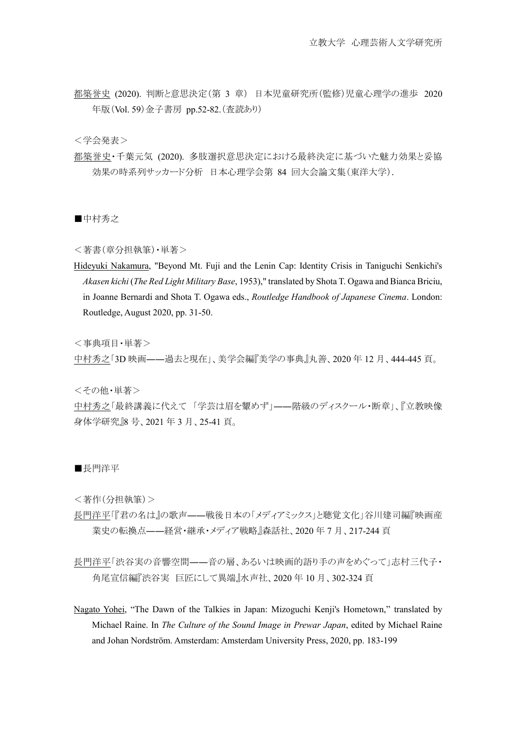都築誉史 (2020). 判断と意思決定（第 3 章） 日本児童研究所（監修）児童心理学の進歩 2020 年版（Vol. 59）金子書房 pp.52-82.（査読あり）

＜学会発表＞

都築誉史・千葉元気 (2020). 多肢選択意思決定における最終決定に基づいた魅力効果と妥協効果の時系列サッカード分析 日本心理学会第 84 回大会論文集（東洋大学）.

■中村秀之

＜著書（章分担執筆）・単著＞

Hideyuki Nakamura, "Beyond Mt. Fuji and the Lenin Cap: Identity Crisis in Taniguchi Senkichi's *Akasen kichi* (*The Red Light Military Base*, 1953)," translated by Shota T. Ogawa and Bianca Briciu, in Joanne Bernardi and Shota T. Ogawa eds., *Routledge Handbook of Japanese Cinema*. London: Routledge, August 2020, pp. 31-50.

＜事典項目・単著＞

中村秀之「3D 映画――過去と現在」、美学会編『美学の事典』丸善、2020 年 12 月、444-445 頁。

＜その他・単著＞

中村秀之「最終講義に代えて 「学芸は眉を顰めず」――階級のディスクール・断章」、『立教映像身体学研究』8 号、2021 年 3 月、25-41 頁。

■長門洋平

＜著作（分担執筆）＞

長門洋平「『君の名は』の歌声――戦後日本の「メディアミックス」と聴覚文化」谷川建司編『映画産業史の転換点――経営・継承・メディア戦略』森話社、2020 年 7 月、217-244 頁

長門洋平「渋谷実の音響空間――音の層、あるいは映画的語り手の声をめぐって」志村三代子・角尾宣信編『渋谷実 巨匠にして異端』水声社、2020 年 10 月、302-324 頁

Nagato Yohei, "The Dawn of the Talkies in Japan: Mizoguchi Kenji's Hometown," translated by Michael Raine. In *The Culture of the Sound Image in Prewar Japan*, edited by Michael Raine and Johan Nordström. Amsterdam: Amsterdam University Press, 2020, pp. 183-199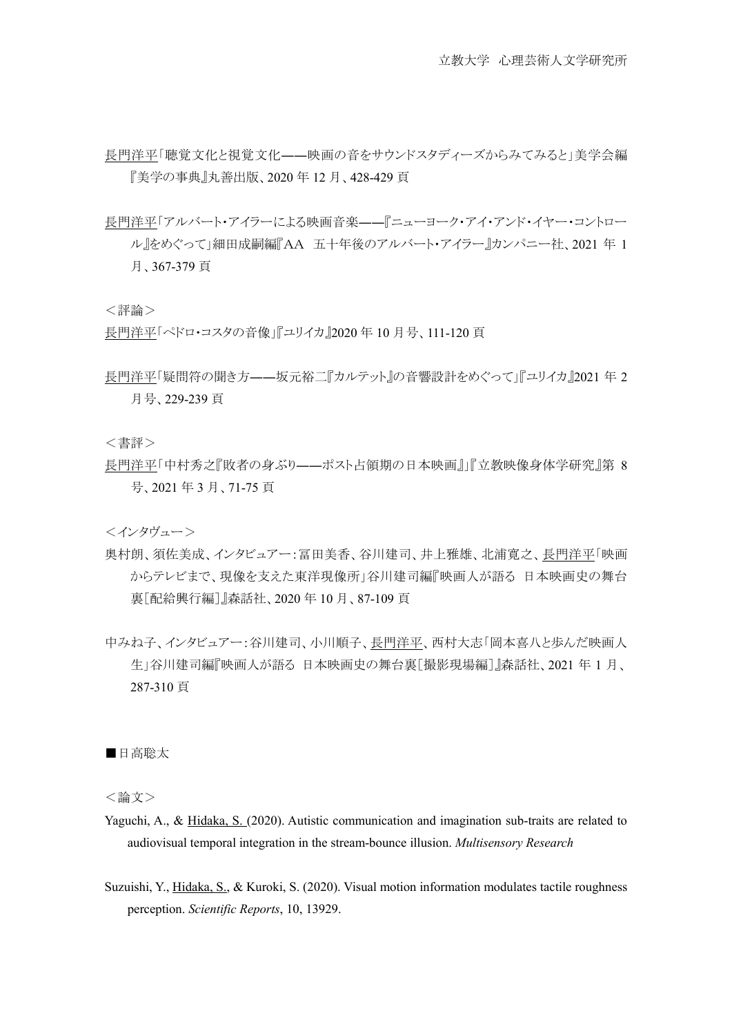長門洋平「聴覚文化と視覚文化——映画の音をサウンドスタディーズからみてみると」美学会編『美学の事典』丸善出版、2020 年 12 月、428-429 頁

長門洋平「アルバート・アイラーによる映画音楽——『ニューヨーク・アイ・アンド・イヤー・コントロール』をめぐって」細田成嗣編『AA　五十年後のアルバート・アイラー』カンパニー社、2021 年 1 月、367-379 頁

＜評論＞

長門洋平「ペドロ・コスタの音像」『ユリイカ』2020 年 10 月号、111-120 頁

長門洋平「疑問符の聞き方——坂元裕二『カルテット』の音響設計をめぐって」『ユリイカ』2021 年 2 月号、229-239 頁

＜書評＞

長門洋平「中村秀之『敗者の身ぶり——ポスト占領期の日本映画』」『立教映像身体学研究』第 8 号、2021 年 3 月、71-75 頁

＜インタヴュー＞

奥村朗、須佐美成、インタビュアー：冨田美香、谷川建司、井上雅雄、北浦寛之、長門洋平「映画からテレビまで、現像を支えた東洋現像所」谷川建司編『映画人が語る　日本映画史の舞台裏［配給興行編］』森話社、2020 年 10 月、87-109 頁

中みね子、インタビュアー：谷川建司、小川順子、長門洋平、西村大志「岡本喜八と歩んだ映画人生」谷川建司編『映画人が語る　日本映画史の舞台裏［撮影現場編］』森話社、2021 年 1 月、287-310 頁

■日高聡太

＜論文＞

Yaguchi, A., & Hidaka, S. (2020). Autistic communication and imagination sub-traits are related to audiovisual temporal integration in the stream-bounce illusion. *Multisensory Research*

Suzuishi, Y., Hidaka, S., & Kuroki, S. (2020). Visual motion information modulates tactile roughness perception. *Scientific Reports*, 10, 13929.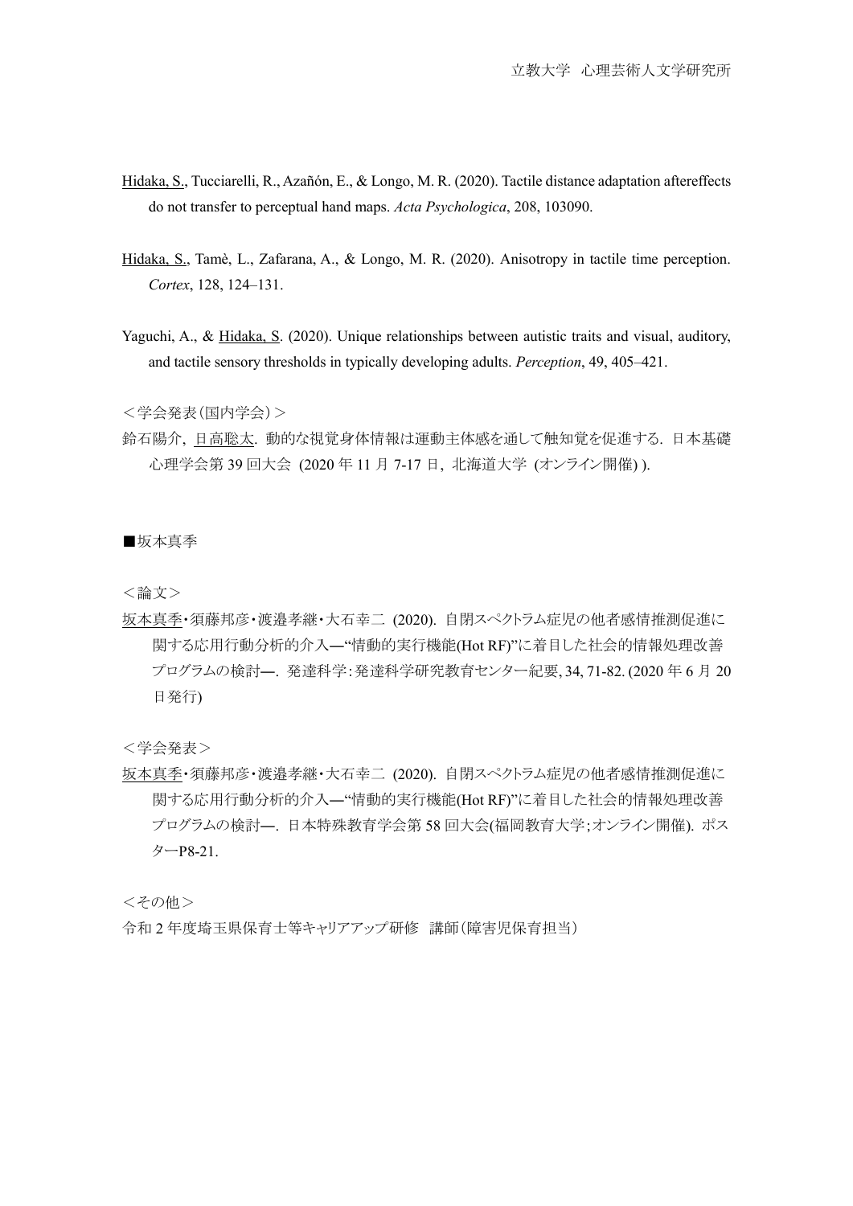Hidaka, S., Tucciarelli, R., Azañón, E., & Longo, M. R. (2020). Tactile distance adaptation aftereffects do not transfer to perceptual hand maps. *Acta Psychologica*, 208, 103090.

Hidaka, S., Tamè, L., Zafarana, A., & Longo, M. R. (2020). Anisotropy in tactile time perception. *Cortex*, 128, 124–131.

Yaguchi, A., & Hidaka, S. (2020). Unique relationships between autistic traits and visual, auditory, and tactile sensory thresholds in typically developing adults. *Perception*, 49, 405–421.

＜学会発表（国内学会）＞

鈴石陽介, 日高聡太. 動的な視覚身体情報は運動主体感を通して触知覚を促進する. 日本基礎心理学会第 39 回大会 (2020 年 11 月 7-17 日, 北海道大学 (オンライン開催) ).

■坂本真季

＜論文＞

坂本真季・須藤邦彦・渡邉孝継・大石幸二 (2020). 自閉スペクトラム症児の他者感情推測促進に関する応用行動分析的介入―“情動的実行機能(Hot RF)”に着目した社会的情報処理改善プログラムの検討―. 発達科学：発達科学研究教育センター紀要, 34, 71-82. (2020 年 6 月 20 日発行)

＜学会発表＞

坂本真季・須藤邦彦・渡邉孝継・大石幸二 (2020). 自閉スペクトラム症児の他者感情推測促進に関する応用行動分析的介入―“情動的実行機能(Hot RF)”に着目した社会的情報処理改善プログラムの検討―. 日本特殊教育学会第 58 回大会(福岡教育大学；オンライン開催). ポスターP8-21.

＜その他＞

令和 2 年度埼玉県保育士等キャリアアップ研修　講師（障害児保育担当）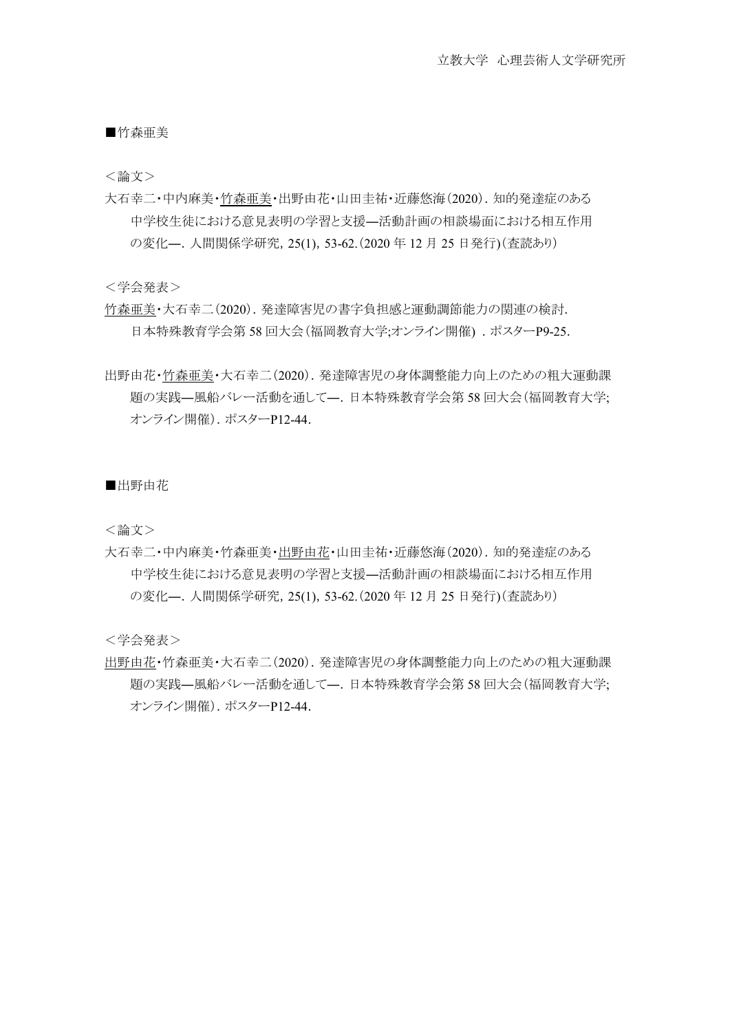■竹森亜美

＜論文＞

大石幸二･中内麻美･竹森亜美･出野由花･山田圭祐･近藤悠海(2020). 知的発達症のある中学校生徒における意見表明の学習と支援―活動計画の相談場面における相互作用の変化―. 人間関係学研究, 25(1), 53-62.(2020 年 12 月 25 日発行)(査読あり)

＜学会発表＞

竹森亜美･大石幸二(2020). 発達障害児の書字負担感と運動調節能力の関連の検討. 日本特殊教育学会第 58 回大会(福岡教育大学;オンライン開催) . ポスターP9-25.

出野由花･竹森亜美･大石幸二(2020). 発達障害児の身体調整能力向上のための粗大運動課題の実践―風船バレー活動を通して―. 日本特殊教育学会第 58 回大会(福岡教育大学;オンライン開催). ポスターP12-44.

■出野由花

＜論文＞

大石幸二･中内麻美･竹森亜美･出野由花･山田圭祐･近藤悠海(2020). 知的発達症のある中学校生徒における意見表明の学習と支援―活動計画の相談場面における相互作用の変化―. 人間関係学研究, 25(1), 53-62.(2020 年 12 月 25 日発行)(査読あり)

＜学会発表＞

出野由花･竹森亜美･大石幸二(2020). 発達障害児の身体調整能力向上のための粗大運動課題の実践―風船バレー活動を通して―. 日本特殊教育学会第 58 回大会(福岡教育大学;オンライン開催). ポスターP12-44.